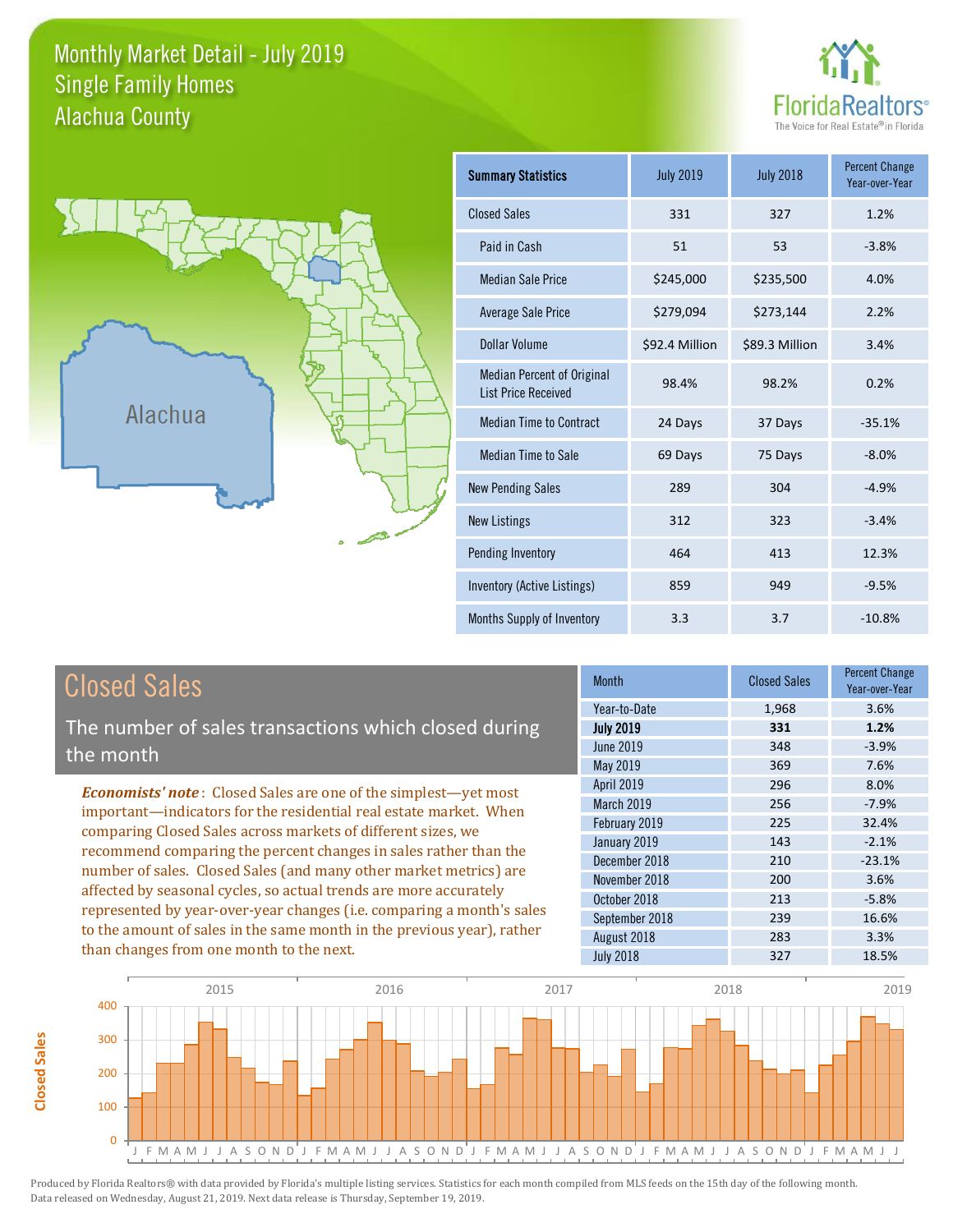# Monthly Market Detail - July 2019
## Single Family Homes
## Alachua County

FloridaRealtors®
The Voice for Real Estate® in Florida

Alachua

| Summary Statistics | July 2019 | July 2018 | Percent Change Year-over-Year |
|---|---|---|---|
| Closed Sales | 331 | 327 | 1.2% |
| Paid in Cash | 51 | 53 | -3.8% |
| Median Sale Price | $245,000 | $235,500 | 4.0% |
| Average Sale Price | $279,094 | $273,144 | 2.2% |
| Dollar Volume | $92.4 Million | $89.3 Million | 3.4% |
| Median Percent of Original List Price Received | 98.4% | 98.2% | 0.2% |
| Median Time to Contract | 24 Days | 37 Days | -35.1% |
| Median Time to Sale | 69 Days | 75 Days | -8.0% |
| New Pending Sales | 289 | 304 | -4.9% |
| New Listings | 312 | 323 | -3.4% |
| Pending Inventory | 464 | 413 | 12.3% |
| Inventory (Active Listings) | 859 | 949 | -9.5% |
| Months Supply of Inventory | 3.3 | 3.7 | -10.8% |

## Closed Sales

The number of sales transactions which closed during the month

*Economists' note*: Closed Sales are one of the simplest—yet most important—indicators for the residential real estate market. When comparing Closed Sales across markets of different sizes, we recommend comparing the percent changes in sales rather than the number of sales. Closed Sales (and many other market metrics) are affected by seasonal cycles, so actual trends are more accurately represented by year-over-year changes (i.e. comparing a month's sales to the amount of sales in the same month in the previous year), rather than changes from one month to the next.

| Month | Closed Sales | Percent Change Year-over-Year |
|---|---|---|
| Year-to-Date | 1,968 | 3.6% |
| **July 2019** | **331** | **1.2%** |
| June 2019 | 348 | -3.9% |
| May 2019 | 369 | 7.6% |
| April 2019 | 296 | 8.0% |
| March 2019 | 256 | -7.9% |
| February 2019 | 225 | 32.4% |
| January 2019 | 143 | -2.1% |
| December 2018 | 210 | -23.1% |
| November 2018 | 200 | 3.6% |
| October 2018 | 213 | -5.8% |
| September 2018 | 239 | 16.6% |
| August 2018 | 283 | 3.3% |
| July 2018 | 327 | 18.5% |

Closed Sales

2015 2016 2017 2018 2019

400 300 200 100 0

J F M A M J J A S O N D J F M A M J J A S O N D J F M A M J J A S O N D J F M A M J J A S O N D J F M A M J J

Produced by Florida Realtors® with data provided by Florida's multiple listing services. Statistics for each month compiled from MLS feeds on the 15th day of the following month. Data released on Wednesday, August 21, 2019. Next data release is Thursday, September 19, 2019.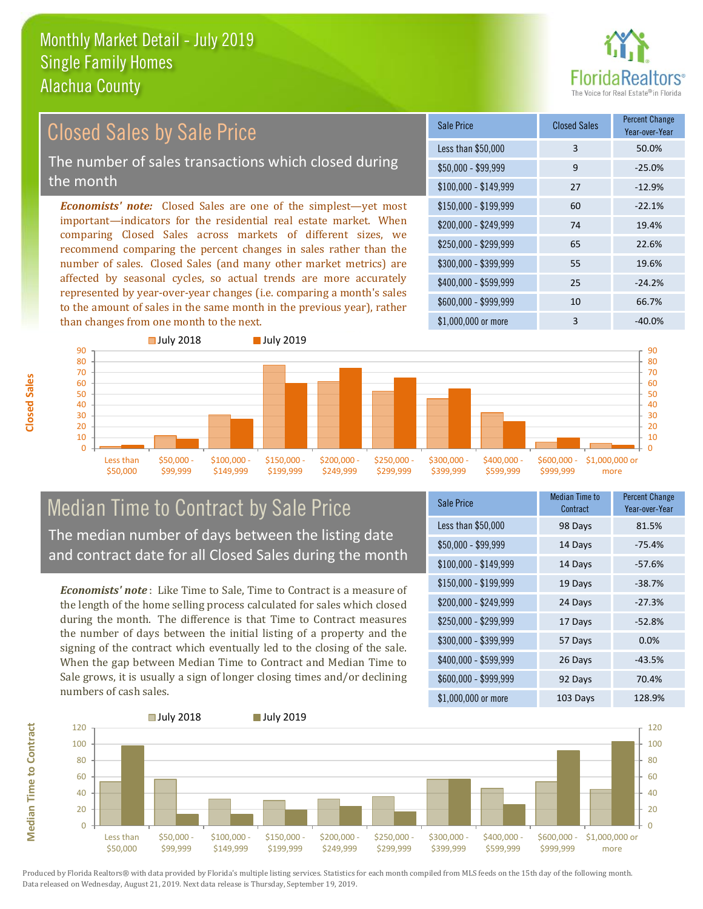# Monthly Market Detail - July 2019
## Single Family Homes
## Alachua County

## Closed Sales by Sale Price

The number of sales transactions which closed during the month

*Economists' note:* Closed Sales are one of the simplest—yet most important—indicators for the residential real estate market. When comparing Closed Sales across markets of different sizes, we recommend comparing the percent changes in sales rather than the number of sales. Closed Sales (and many other market metrics) are affected by seasonal cycles, so actual trends are more accurately represented by year-over-year changes (i.e. comparing a month's sales to the amount of sales in the same month in the previous year), rather than changes from one month to the next.

| Sale Price | Closed Sales | Percent Change Year-over-Year |
|---|---|---|
| Less than $50,000 | 3 | 50.0% |
| $50,000 - $99,999 | 9 | -25.0% |
| $100,000 - $149,999 | 27 | -12.9% |
| $150,000 - $199,999 | 60 | -22.1% |
| $200,000 - $249,999 | 74 | 19.4% |
| $250,000 - $299,999 | 65 | 22.6% |
| $300,000 - $399,999 | 55 | 19.6% |
| $400,000 - $599,999 | 25 | -24.2% |
| $600,000 - $999,999 | 10 | 66.7% |
| $1,000,000 or more | 3 | -40.0% |

July 2018
July 2019

Closed Sales

0
10
20
30
40
50
60
70
80
90

Less than $50,000
$50,000 - $99,999
$100,000 - $149,999
$150,000 - $199,999
$200,000 - $249,999
$250,000 - $299,999
$300,000 - $399,999
$400,000 - $599,999
$600,000 - $999,999
$1,000,000 or more

## Median Time to Contract by Sale Price

The median number of days between the listing date and contract date for all Closed Sales during the month

*Economists' note*: Like Time to Sale, Time to Contract is a measure of the length of the home selling process calculated for sales which closed during the month. The difference is that Time to Contract measures the number of days between the initial listing of a property and the signing of the contract which eventually led to the closing of the sale. When the gap between Median Time to Contract and Median Time to Sale grows, it is usually a sign of longer closing times and/or declining numbers of cash sales.

| Sale Price | Median Time to Contract | Percent Change Year-over-Year |
|---|---|---|
| Less than $50,000 | 98 Days | 81.5% |
| $50,000 - $99,999 | 14 Days | -75.4% |
| $100,000 - $149,999 | 14 Days | -57.6% |
| $150,000 - $199,999 | 19 Days | -38.7% |
| $200,000 - $249,999 | 24 Days | -27.3% |
| $250,000 - $299,999 | 17 Days | -52.8% |
| $300,000 - $399,999 | 57 Days | 0.0% |
| $400,000 - $599,999 | 26 Days | -43.5% |
| $600,000 - $999,999 | 92 Days | 70.4% |
| $1,000,000 or more | 103 Days | 128.9% |

July 2018
July 2019

Median Time to Contract

0
20
40
60
80
100
120

Less than $50,000
$50,000 - $99,999
$100,000 - $149,999
$150,000 - $199,999
$200,000 - $249,999
$250,000 - $299,999
$300,000 - $399,999
$400,000 - $599,999
$600,000 - $999,999
$1,000,000 or more

Produced by Florida Realtors® with data provided by Florida's multiple listing services. Statistics for each month compiled from MLS feeds on the 15th day of the following month. Data released on Wednesday, August 21, 2019. Next data release is Thursday, September 19, 2019.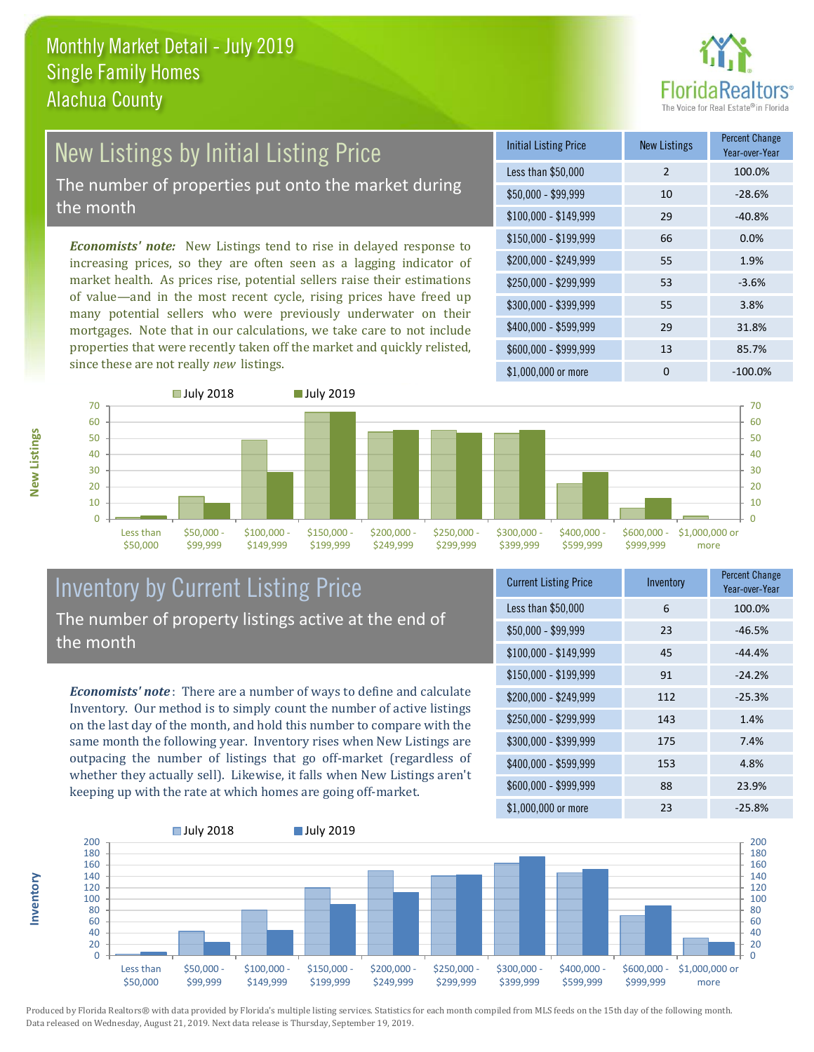Monthly Market Detail - July 2019
Single Family Homes
Alachua County

FloridaRealtors®
The Voice for Real Estate® in Florida

## New Listings by Initial Listing Price

The number of properties put onto the market during the month

***Economists' note:*** New Listings tend to rise in delayed response to increasing prices, so they are often seen as a lagging indicator of market health. As prices rise, potential sellers raise their estimations of value—and in the most recent cycle, rising prices have freed up many potential sellers who were previously underwater on their mortgages. Note that in our calculations, we take care to not include properties that were recently taken off the market and quickly relisted, since these are not really *new* listings.

| Initial Listing Price | New Listings | Percent Change Year-over-Year |
|---|---|---|
| Less than $50,000 | 2 | 100.0% |
| $50,000 - $99,999 | 10 | -28.6% |
| $100,000 - $149,999 | 29 | -40.8% |
| $150,000 - $199,999 | 66 | 0.0% |
| $200,000 - $249,999 | 55 | 1.9% |
| $250,000 - $299,999 | 53 | -3.6% |
| $300,000 - $399,999 | 55 | 3.8% |
| $400,000 - $599,999 | 29 | 31.8% |
| $600,000 - $999,999 | 13 | 85.7% |
| $1,000,000 or more | 0 | -100.0% |

July 2018
July 2019
New Listings
0 10 20 30 40 50 60 70
Less than $50,000
$50,000 - $99,999
$100,000 - $149,999
$150,000 - $199,999
$200,000 - $249,999
$250,000 - $299,999
$300,000 - $399,999
$400,000 - $599,999
$600,000 - $999,999
$1,000,000 or more

## Inventory by Current Listing Price

The number of property listings active at the end of the month

***Economists' note*:** There are a number of ways to define and calculate Inventory. Our method is to simply count the number of active listings on the last day of the month, and hold this number to compare with the same month the following year. Inventory rises when New Listings are outpacing the number of listings that go off-market (regardless of whether they actually sell). Likewise, it falls when New Listings aren't keeping up with the rate at which homes are going off-market.

| Current Listing Price | Inventory | Percent Change Year-over-Year |
|---|---|---|
| Less than $50,000 | 6 | 100.0% |
| $50,000 - $99,999 | 23 | -46.5% |
| $100,000 - $149,999 | 45 | -44.4% |
| $150,000 - $199,999 | 91 | -24.2% |
| $200,000 - $249,999 | 112 | -25.3% |
| $250,000 - $299,999 | 143 | 1.4% |
| $300,000 - $399,999 | 175 | 7.4% |
| $400,000 - $599,999 | 153 | 4.8% |
| $600,000 - $999,999 | 88 | 23.9% |
| $1,000,000 or more | 23 | -25.8% |

July 2018
July 2019
Inventory
0 20 40 60 80 100 120 140 160 180 200
Less than $50,000
$50,000 - $99,999
$100,000 - $149,999
$150,000 - $199,999
$200,000 - $249,999
$250,000 - $299,999
$300,000 - $399,999
$400,000 - $599,999
$600,000 - $999,999
$1,000,000 or more

Produced by Florida Realtors® with data provided by Florida's multiple listing services. Statistics for each month compiled from MLS feeds on the 15th day of the following month. Data released on Wednesday, August 21, 2019. Next data release is Thursday, September 19, 2019.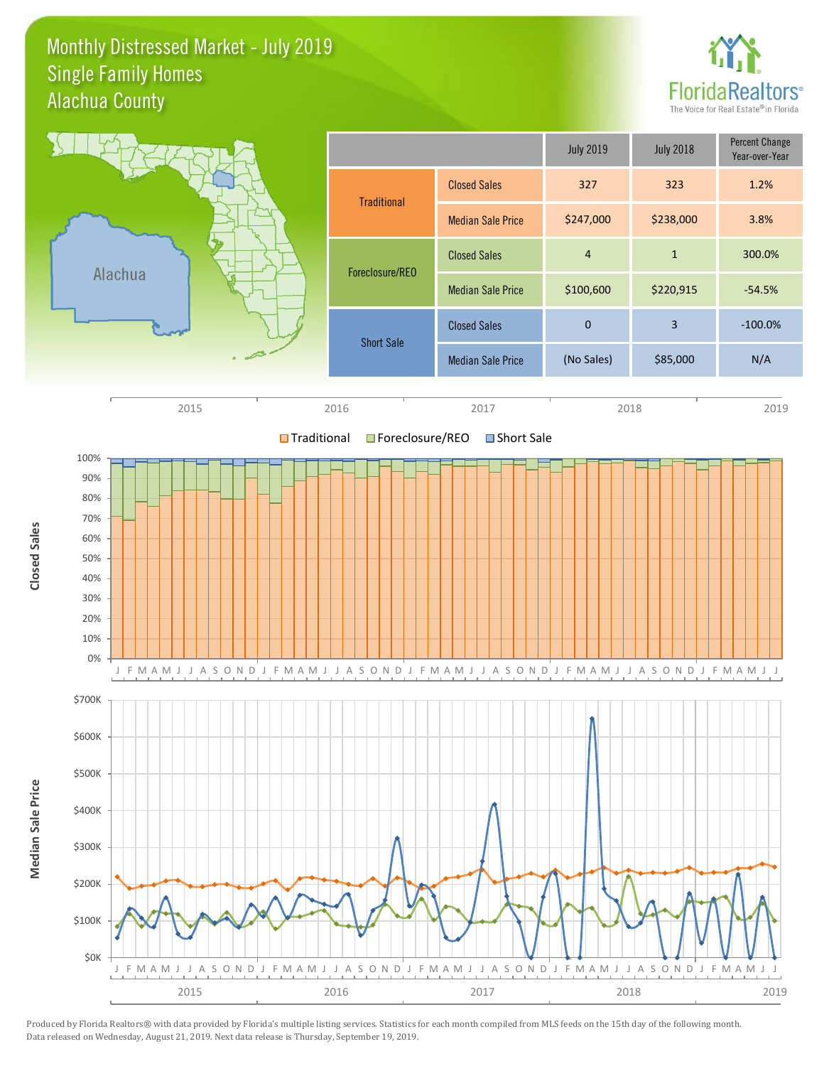# Monthly Distressed Market - July 2019
## Single Family Homes
## Alachua County

FloridaRealtors®
The Voice for Real Estate® in Florida

Alachua

| | | July 2019 | July 2018 | Percent Change Year-over-Year |
|---|---|---|---|---|
| Traditional | Closed Sales | 327 | 323 | 1.2% |
| | Median Sale Price | $247,000 | $238,000 | 3.8% |
| Foreclosure/REO | Closed Sales | 4 | 1 | 300.0% |
| | Median Sale Price | $100,600 | $220,915 | -54.5% |
| Short Sale | Closed Sales | 0 | 3 | -100.0% |
| | Median Sale Price | (No Sales) | $85,000 | N/A |

2015 2016 2017 2018 2019

Traditional Foreclosure/REO Short Sale

Closed Sales

100% 90% 80% 70% 60% 50% 40% 30% 20% 10% 0%

J F M A M J J A S O N D J F M A M J J A S O N D J F M A M J J A S O N D J F M A M J J A S O N D J F M A M J J

Median Sale Price

$700K $600K $500K $400K $300K $200K $100K $0K

J F M A M J J A S O N D J F M A M J J A S O N D J F M A M J J A S O N D J F M A M J J A S O N D J F M A M J J

2015 2016 2017 2018 2019

Produced by Florida Realtors® with data provided by Florida's multiple listing services. Statistics for each month compiled from MLS feeds on the 15th day of the following month. Data released on Wednesday, August 21, 2019. Next data release is Thursday, September 19, 2019.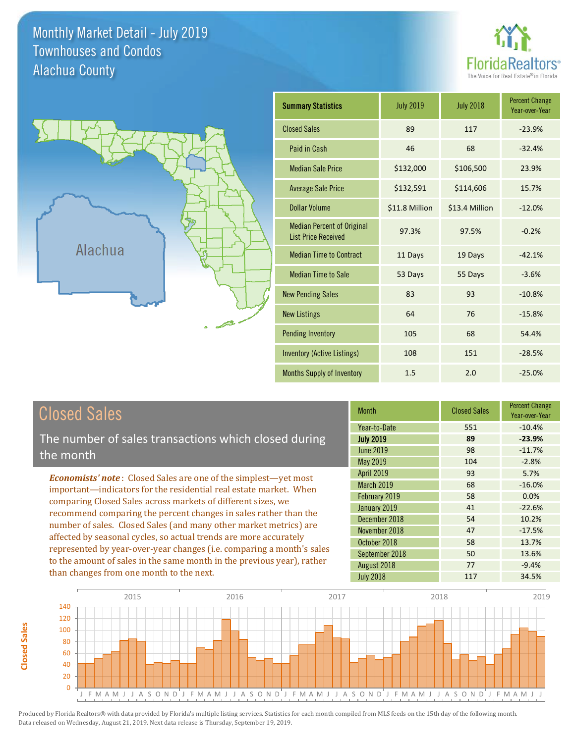# Monthly Market Detail - July 2019
## Townhouses and Condos
## Alachua County

FloridaRealtors®
The Voice for Real Estate® in Florida

Alachua

| Summary Statistics | July 2019 | July 2018 | Percent Change Year-over-Year |
|---|---|---|---|
| Closed Sales | 89 | 117 | -23.9% |
| Paid in Cash | 46 | 68 | -32.4% |
| Median Sale Price | $132,000 | $106,500 | 23.9% |
| Average Sale Price | $132,591 | $114,606 | 15.7% |
| Dollar Volume | $11.8 Million | $13.4 Million | -12.0% |
| Median Percent of Original List Price Received | 97.3% | 97.5% | -0.2% |
| Median Time to Contract | 11 Days | 19 Days | -42.1% |
| Median Time to Sale | 53 Days | 55 Days | -3.6% |
| New Pending Sales | 83 | 93 | -10.8% |
| New Listings | 64 | 76 | -15.8% |
| Pending Inventory | 105 | 68 | 54.4% |
| Inventory (Active Listings) | 108 | 151 | -28.5% |
| Months Supply of Inventory | 1.5 | 2.0 | -25.0% |

## Closed Sales

The number of sales transactions which closed during the month

***Economists' note***: Closed Sales are one of the simplest—yet most important—indicators for the residential real estate market. When comparing Closed Sales across markets of different sizes, we recommend comparing the percent changes in sales rather than the number of sales. Closed Sales (and many other market metrics) are affected by seasonal cycles, so actual trends are more accurately represented by year-over-year changes (i.e. comparing a month's sales to the amount of sales in the same month in the previous year), rather than changes from one month to the next.

| Month | Closed Sales | Percent Change Year-over-Year |
|---|---|---|
| Year-to-Date | 551 | -10.4% |
| **July 2019** | **89** | **-23.9%** |
| June 2019 | 98 | -11.7% |
| May 2019 | 104 | -2.8% |
| April 2019 | 93 | 5.7% |
| March 2019 | 68 | -16.0% |
| February 2019 | 58 | 0.0% |
| January 2019 | 41 | -22.6% |
| December 2018 | 54 | 10.2% |
| November 2018 | 47 | -17.5% |
| October 2018 | 58 | 13.7% |
| September 2018 | 50 | 13.6% |
| August 2018 | 77 | -9.4% |
| July 2018 | 117 | 34.5% |

Closed Sales
2015 2016 2017 2018 2019
0 20 40 60 80 100 120 140
J F M A M J J A S O N D J F M A M J J A S O N D J F M A M J J A S O N D J F M A M J J A S O N D J F M A M J J

Produced by Florida Realtors® with data provided by Florida's multiple listing services. Statistics for each month compiled from MLS feeds on the 15th day of the following month. Data released on Wednesday, August 21, 2019. Next data release is Thursday, September 19, 2019.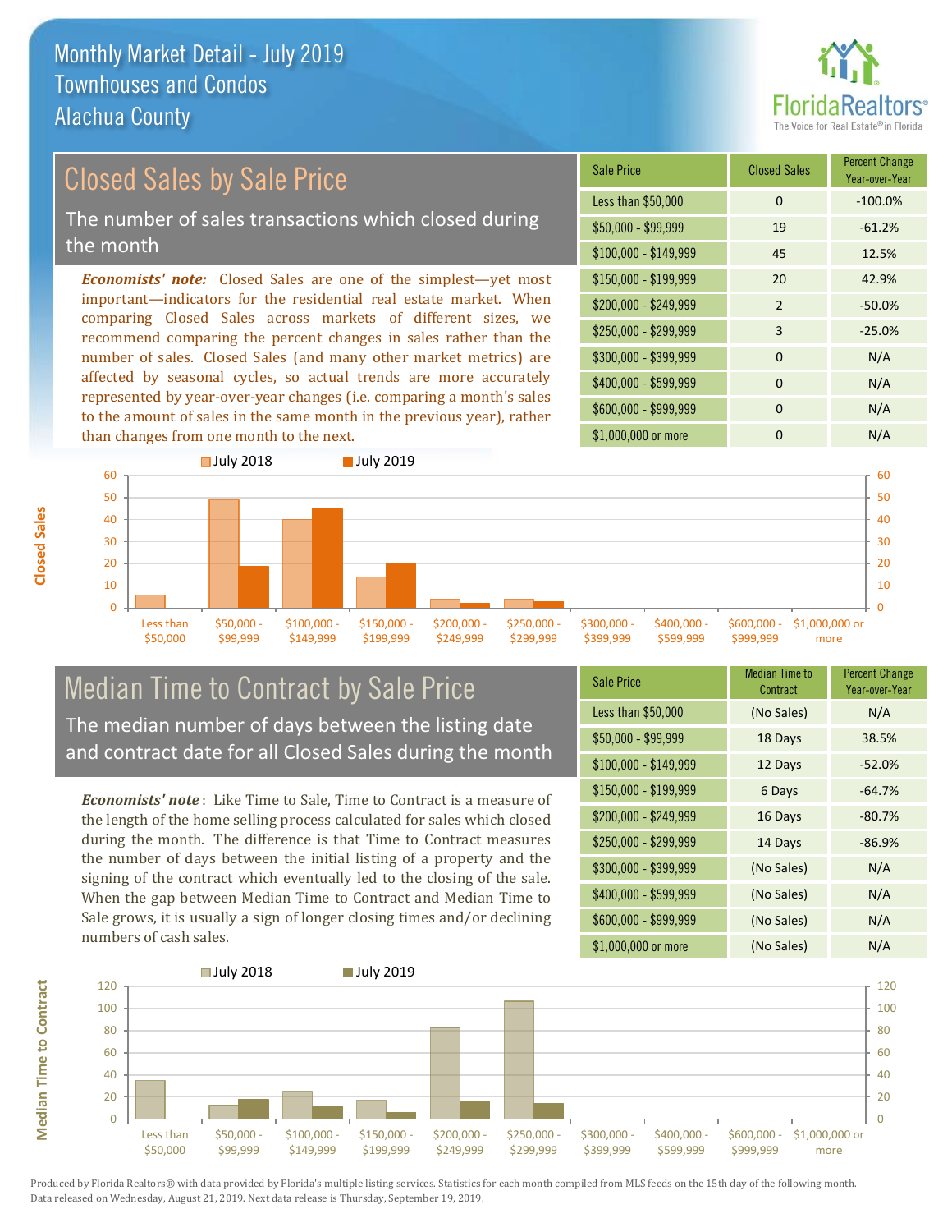# Monthly Market Detail - July 2019
## Townhouses and Condos
## Alachua County

## Closed Sales by Sale Price

The number of sales transactions which closed during the month

*Economists' note:* Closed Sales are one of the simplest—yet most important—indicators for the residential real estate market. When comparing Closed Sales across markets of different sizes, we recommend comparing the percent changes in sales rather than the number of sales. Closed Sales (and many other market metrics) are affected by seasonal cycles, so actual trends are more accurately represented by year-over-year changes (i.e. comparing a month's sales to the amount of sales in the same month in the previous year), rather than changes from one month to the next.

| Sale Price | Closed Sales | Percent Change Year-over-Year |
|---|---|---|
| Less than $50,000 | 0 | -100.0% |
| $50,000 - $99,999 | 19 | -61.2% |
| $100,000 - $149,999 | 45 | 12.5% |
| $150,000 - $199,999 | 20 | 42.9% |
| $200,000 - $249,999 | 2 | -50.0% |
| $250,000 - $299,999 | 3 | -25.0% |
| $300,000 - $399,999 | 0 | N/A |
| $400,000 - $599,999 | 0 | N/A |
| $600,000 - $999,999 | 0 | N/A |
| $1,000,000 or more | 0 | N/A |

July 2018
July 2019

Closed Sales

0
10
20
30
40
50
60

Less than $50,000
$50,000 - $99,999
$100,000 - $149,999
$150,000 - $199,999
$200,000 - $249,999
$250,000 - $299,999
$300,000 - $399,999
$400,000 - $599,999
$600,000 - $999,999
$1,000,000 or more

## Median Time to Contract by Sale Price

The median number of days between the listing date and contract date for all Closed Sales during the month

*Economists' note*: Like Time to Sale, Time to Contract is a measure of the length of the home selling process calculated for sales which closed during the month. The difference is that Time to Contract measures the number of days between the initial listing of a property and the signing of the contract which eventually led to the closing of the sale. When the gap between Median Time to Contract and Median Time to Sale grows, it is usually a sign of longer closing times and/or declining numbers of cash sales.

| Sale Price | Median Time to Contract | Percent Change Year-over-Year |
|---|---|---|
| Less than $50,000 | (No Sales) | N/A |
| $50,000 - $99,999 | 18 Days | 38.5% |
| $100,000 - $149,999 | 12 Days | -52.0% |
| $150,000 - $199,999 | 6 Days | -64.7% |
| $200,000 - $249,999 | 16 Days | -80.7% |
| $250,000 - $299,999 | 14 Days | -86.9% |
| $300,000 - $399,999 | (No Sales) | N/A |
| $400,000 - $599,999 | (No Sales) | N/A |
| $600,000 - $999,999 | (No Sales) | N/A |
| $1,000,000 or more | (No Sales) | N/A |

July 2018
July 2019

Median Time to Contract

0
20
40
60
80
100
120

Less than $50,000
$50,000 - $99,999
$100,000 - $149,999
$150,000 - $199,999
$200,000 - $249,999
$250,000 - $299,999
$300,000 - $399,999
$400,000 - $599,999
$600,000 - $999,999
$1,000,000 or more

Produced by Florida Realtors® with data provided by Florida's multiple listing services. Statistics for each month compiled from MLS feeds on the 15th day of the following month. Data released on Wednesday, August 21, 2019. Next data release is Thursday, September 19, 2019.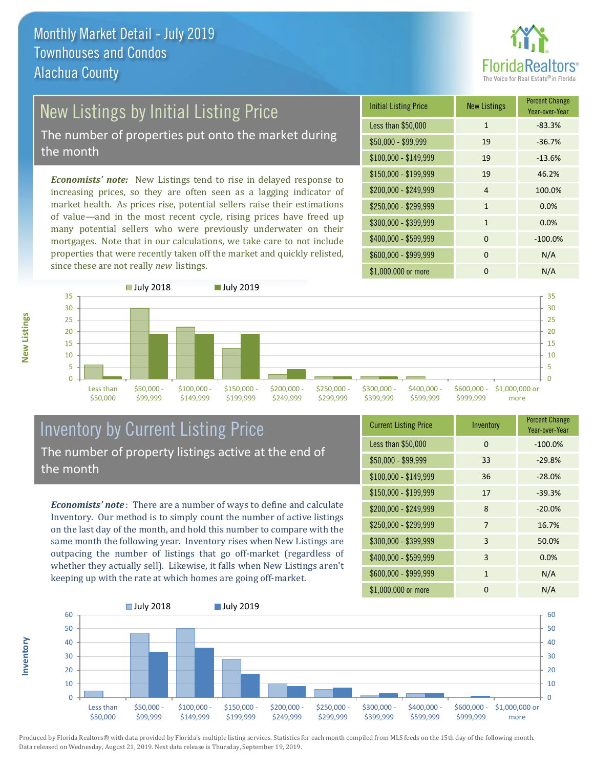Monthly Market Detail - July 2019
Townhouses and Condos
Alachua County

## New Listings by Initial Listing Price

The number of properties put onto the market during the month

*Economists' note:* New Listings tend to rise in delayed response to increasing prices, so they are often seen as a lagging indicator of market health. As prices rise, potential sellers raise their estimations of value—and in the most recent cycle, rising prices have freed up many potential sellers who were previously underwater on their mortgages. Note that in our calculations, we take care to not include properties that were recently taken off the market and quickly relisted, since these are not really *new* listings.

| Initial Listing Price | New Listings | Percent Change Year-over-Year |
|---|---|---|
| Less than $50,000 | 1 | -83.3% |
| $50,000 - $99,999 | 19 | -36.7% |
| $100,000 - $149,999 | 19 | -13.6% |
| $150,000 - $199,999 | 19 | 46.2% |
| $200,000 - $249,999 | 4 | 100.0% |
| $250,000 - $299,999 | 1 | 0.0% |
| $300,000 - $399,999 | 1 | 0.0% |
| $400,000 - $599,999 | 0 | -100.0% |
| $600,000 - $999,999 | 0 | N/A |
| $1,000,000 or more | 0 | N/A |

July 2018 July 2019

New Listings

0 5 10 15 20 25 30 35

Less than $50,000 | $50,000 - $99,999 | $100,000 - $149,999 | $150,000 - $199,999 | $200,000 - $249,999 | $250,000 - $299,999 | $300,000 - $399,999 | $400,000 - $599,999 | $600,000 - $999,999 | $1,000,000 or more

## Inventory by Current Listing Price

The number of property listings active at the end of the month

*Economists' note*: There are a number of ways to define and calculate Inventory. Our method is to simply count the number of active listings on the last day of the month, and hold this number to compare with the same month the following year. Inventory rises when New Listings are outpacing the number of listings that go off-market (regardless of whether they actually sell). Likewise, it falls when New Listings aren't keeping up with the rate at which homes are going off-market.

| Current Listing Price | Inventory | Percent Change Year-over-Year |
|---|---|---|
| Less than $50,000 | 0 | -100.0% |
| $50,000 - $99,999 | 33 | -29.8% |
| $100,000 - $149,999 | 36 | -28.0% |
| $150,000 - $199,999 | 17 | -39.3% |
| $200,000 - $249,999 | 8 | -20.0% |
| $250,000 - $299,999 | 7 | 16.7% |
| $300,000 - $399,999 | 3 | 50.0% |
| $400,000 - $599,999 | 3 | 0.0% |
| $600,000 - $999,999 | 1 | N/A |
| $1,000,000 or more | 0 | N/A |

July 2018 July 2019

Inventory

0 10 20 30 40 50 60

Less than $50,000 | $50,000 - $99,999 | $100,000 - $149,999 | $150,000 - $199,999 | $200,000 - $249,999 | $250,000 - $299,999 | $300,000 - $399,999 | $400,000 - $599,999 | $600,000 - $999,999 | $1,000,000 or more

Produced by Florida Realtors® with data provided by Florida's multiple listing services. Statistics for each month compiled from MLS feeds on the 15th day of the following month. Data released on Wednesday, August 21, 2019. Next data release is Thursday, September 19, 2019.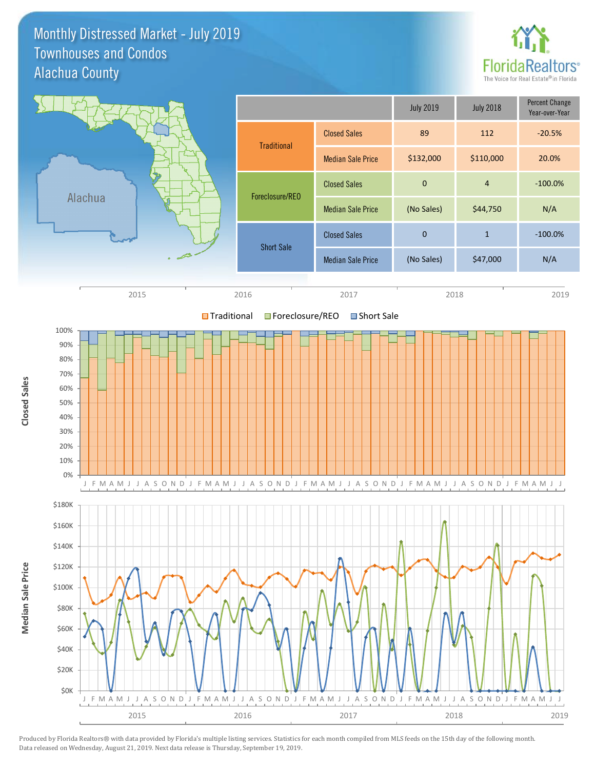# Monthly Distressed Market - July 2019
## Townhouses and Condos
## Alachua County

Alachua

FloridaRealtors®
The Voice for Real Estate® in Florida

| | | July 2019 | July 2018 | Percent Change Year-over-Year |
|---|---|---|---|---|
| Traditional | Closed Sales | 89 | 112 | -20.5% |
| | Median Sale Price | $132,000 | $110,000 | 20.0% |
| Foreclosure/REO | Closed Sales | 0 | 4 | -100.0% |
| | Median Sale Price | (No Sales) | $44,750 | N/A |
| Short Sale | Closed Sales | 0 | 1 | -100.0% |
| | Median Sale Price | (No Sales) | $47,000 | N/A |

2015 2016 2017 2018 2019

Traditional Foreclosure/REO Short Sale

Closed Sales

100% 90% 80% 70% 60% 50% 40% 30% 20% 10% 0%

J F M A M J J A S O N D J F M A M J J A S O N D J F M A M J J A S O N D J F M A M J J A S O N D J F M A M J J

Median Sale Price

$180K $160K $140K $120K $100K $80K $60K $40K $20K $0K

J F M A M J J A S O N D J F M A M J J A S O N D J F M A M J J A S O N D J F M A M J J A S O N D J F M A M J J

2015 2016 2017 2018 2019

Produced by Florida Realtors® with data provided by Florida's multiple listing services. Statistics for each month compiled from MLS feeds on the 15th day of the following month. Data released on Wednesday, August 21, 2019. Next data release is Thursday, September 19, 2019.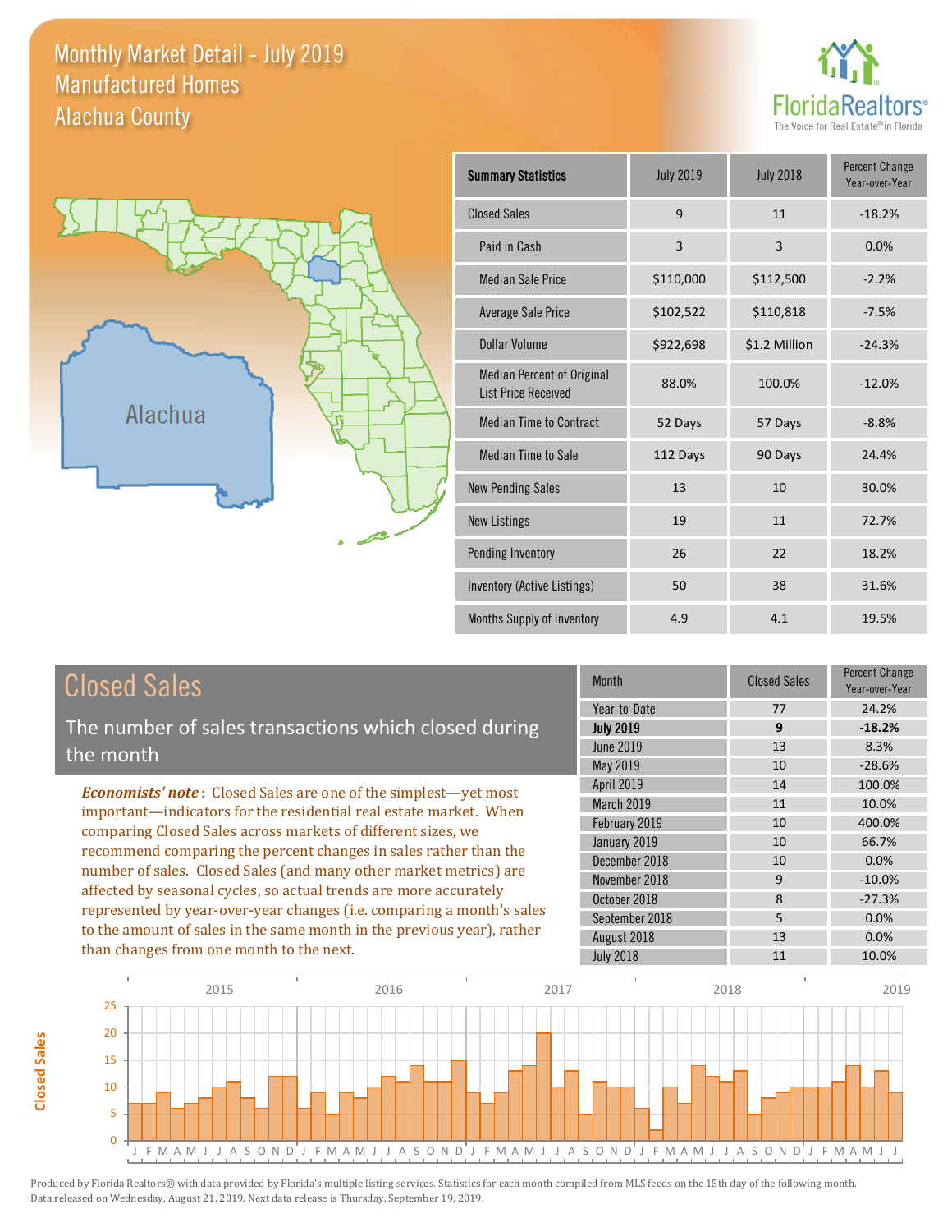# Monthly Market Detail - July 2019
## Manufactured Homes
## Alachua County

FloridaRealtors®
The Voice for Real Estate® in Florida

Alachua

| Summary Statistics | July 2019 | July 2018 | Percent Change Year-over-Year |
|---|---|---|---|
| Closed Sales | 9 | 11 | -18.2% |
| Paid in Cash | 3 | 3 | 0.0% |
| Median Sale Price | $110,000 | $112,500 | -2.2% |
| Average Sale Price | $102,522 | $110,818 | -7.5% |
| Dollar Volume | $922,698 | $1.2 Million | -24.3% |
| Median Percent of Original List Price Received | 88.0% | 100.0% | -12.0% |
| Median Time to Contract | 52 Days | 57 Days | -8.8% |
| Median Time to Sale | 112 Days | 90 Days | 24.4% |
| New Pending Sales | 13 | 10 | 30.0% |
| New Listings | 19 | 11 | 72.7% |
| Pending Inventory | 26 | 22 | 18.2% |
| Inventory (Active Listings) | 50 | 38 | 31.6% |
| Months Supply of Inventory | 4.9 | 4.1 | 19.5% |

## Closed Sales

The number of sales transactions which closed during the month

*Economists' note*: Closed Sales are one of the simplest—yet most important—indicators for the residential real estate market. When comparing Closed Sales across markets of different sizes, we recommend comparing the percent changes in sales rather than the number of sales. Closed Sales (and many other market metrics) are affected by seasonal cycles, so actual trends are more accurately represented by year-over-year changes (i.e. comparing a month's sales to the amount of sales in the same month in the previous year), rather than changes from one month to the next.

| Month | Closed Sales | Percent Change Year-over-Year |
|---|---|---|
| Year-to-Date | 77 | 24.2% |
| **July 2019** | **9** | **-18.2%** |
| June 2019 | 13 | 8.3% |
| May 2019 | 10 | -28.6% |
| April 2019 | 14 | 100.0% |
| March 2019 | 11 | 10.0% |
| February 2019 | 10 | 400.0% |
| January 2019 | 10 | 66.7% |
| December 2018 | 10 | 0.0% |
| November 2018 | 9 | -10.0% |
| October 2018 | 8 | -27.3% |
| September 2018 | 5 | 0.0% |
| August 2018 | 13 | 0.0% |
| July 2018 | 11 | 10.0% |

Closed Sales

2015 2016 2017 2018 2019

0 5 10 15 20 25

J F M A M J J A S O N D J F M A M J J A S O N D J F M A M J J A S O N D J F M A M J J A S O N D J F M A M J J

Produced by Florida Realtors® with data provided by Florida's multiple listing services. Statistics for each month compiled from MLS feeds on the 15th day of the following month. Data released on Wednesday, August 21, 2019. Next data release is Thursday, September 19, 2019.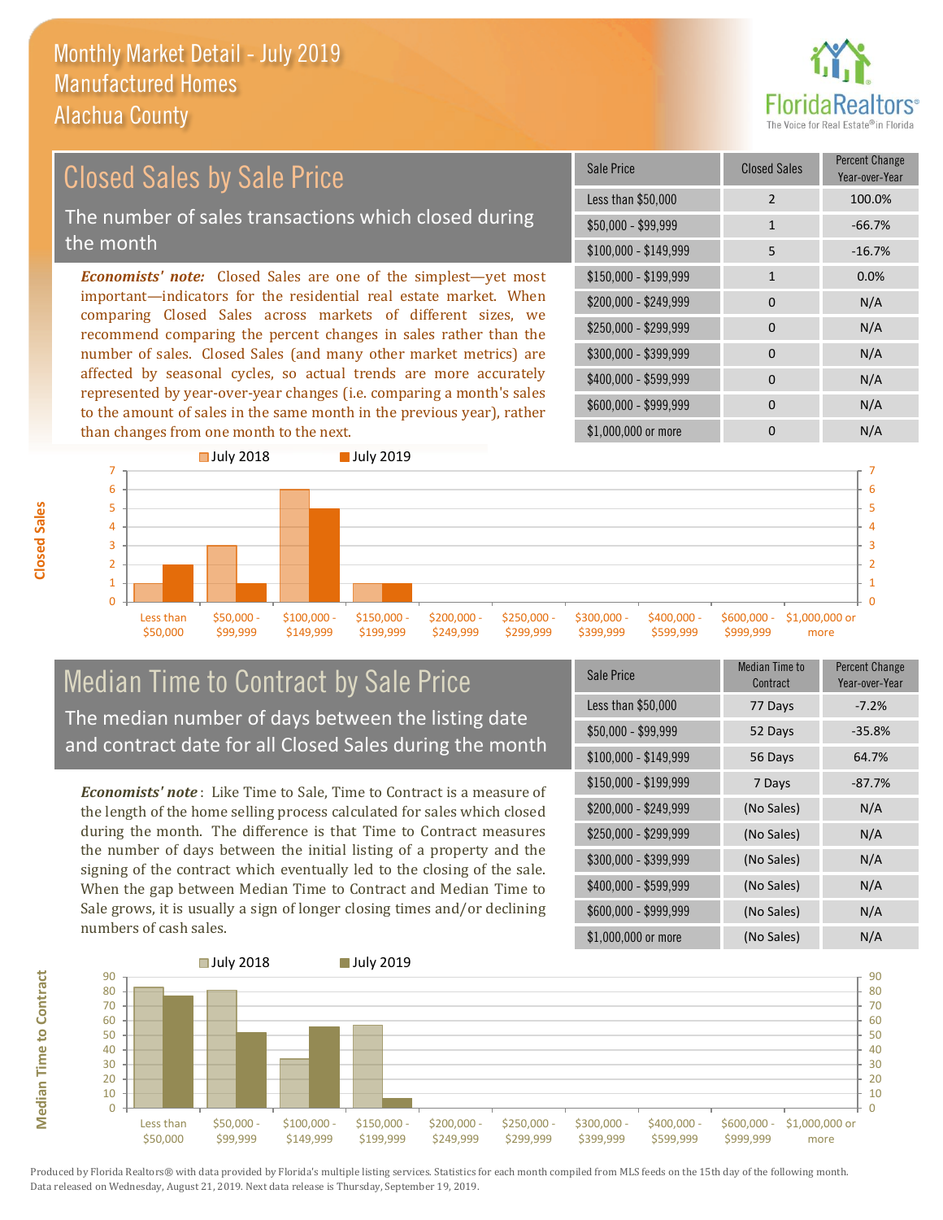# Monthly Market Detail - July 2019
## Manufactured Homes
## Alachua County

## Closed Sales by Sale Price

The number of sales transactions which closed during the month

***Economists' note:*** Closed Sales are one of the simplest—yet most important—indicators for the residential real estate market. When comparing Closed Sales across markets of different sizes, we recommend comparing the percent changes in sales rather than the number of sales. Closed Sales (and many other market metrics) are affected by seasonal cycles, so actual trends are more accurately represented by year-over-year changes (i.e. comparing a month's sales to the amount of sales in the same month in the previous year), rather than changes from one month to the next.

| Sale Price | Closed Sales | Percent Change Year-over-Year |
|---|---|---|
| Less than $50,000 | 2 | 100.0% |
| $50,000 - $99,999 | 1 | -66.7% |
| $100,000 - $149,999 | 5 | -16.7% |
| $150,000 - $199,999 | 1 | 0.0% |
| $200,000 - $249,999 | 0 | N/A |
| $250,000 - $299,999 | 0 | N/A |
| $300,000 - $399,999 | 0 | N/A |
| $400,000 - $599,999 | 0 | N/A |
| $600,000 - $999,999 | 0 | N/A |
| $1,000,000 or more | 0 | N/A |

July 2018
July 2019

Closed Sales

0
1
2
3
4
5
6
7

Less than $50,000
$50,000 - $99,999
$100,000 - $149,999
$150,000 - $199,999
$200,000 - $249,999
$250,000 - $299,999
$300,000 - $399,999
$400,000 - $599,999
$600,000 - $999,999
$1,000,000 or more

## Median Time to Contract by Sale Price

The median number of days between the listing date and contract date for all Closed Sales during the month

***Economists' note*** : Like Time to Sale, Time to Contract is a measure of the length of the home selling process calculated for sales which closed during the month. The difference is that Time to Contract measures the number of days between the initial listing of a property and the signing of the contract which eventually led to the closing of the sale. When the gap between Median Time to Contract and Median Time to Sale grows, it is usually a sign of longer closing times and/or declining numbers of cash sales.

| Sale Price | Median Time to Contract | Percent Change Year-over-Year |
|---|---|---|
| Less than $50,000 | 77 Days | -7.2% |
| $50,000 - $99,999 | 52 Days | -35.8% |
| $100,000 - $149,999 | 56 Days | 64.7% |
| $150,000 - $199,999 | 7 Days | -87.7% |
| $200,000 - $249,999 | (No Sales) | N/A |
| $250,000 - $299,999 | (No Sales) | N/A |
| $300,000 - $399,999 | (No Sales) | N/A |
| $400,000 - $599,999 | (No Sales) | N/A |
| $600,000 - $999,999 | (No Sales) | N/A |
| $1,000,000 or more | (No Sales) | N/A |

July 2018
July 2019

Median Time to Contract

0
10
20
30
40
50
60
70
80
90

Less than $50,000
$50,000 - $99,999
$100,000 - $149,999
$150,000 - $199,999
$200,000 - $249,999
$250,000 - $299,999
$300,000 - $399,999
$400,000 - $599,999
$600,000 - $999,999
$1,000,000 or more

Produced by Florida Realtors® with data provided by Florida's multiple listing services. Statistics for each month compiled from MLS feeds on the 15th day of the following month. Data released on Wednesday, August 21, 2019. Next data release is Thursday, September 19, 2019.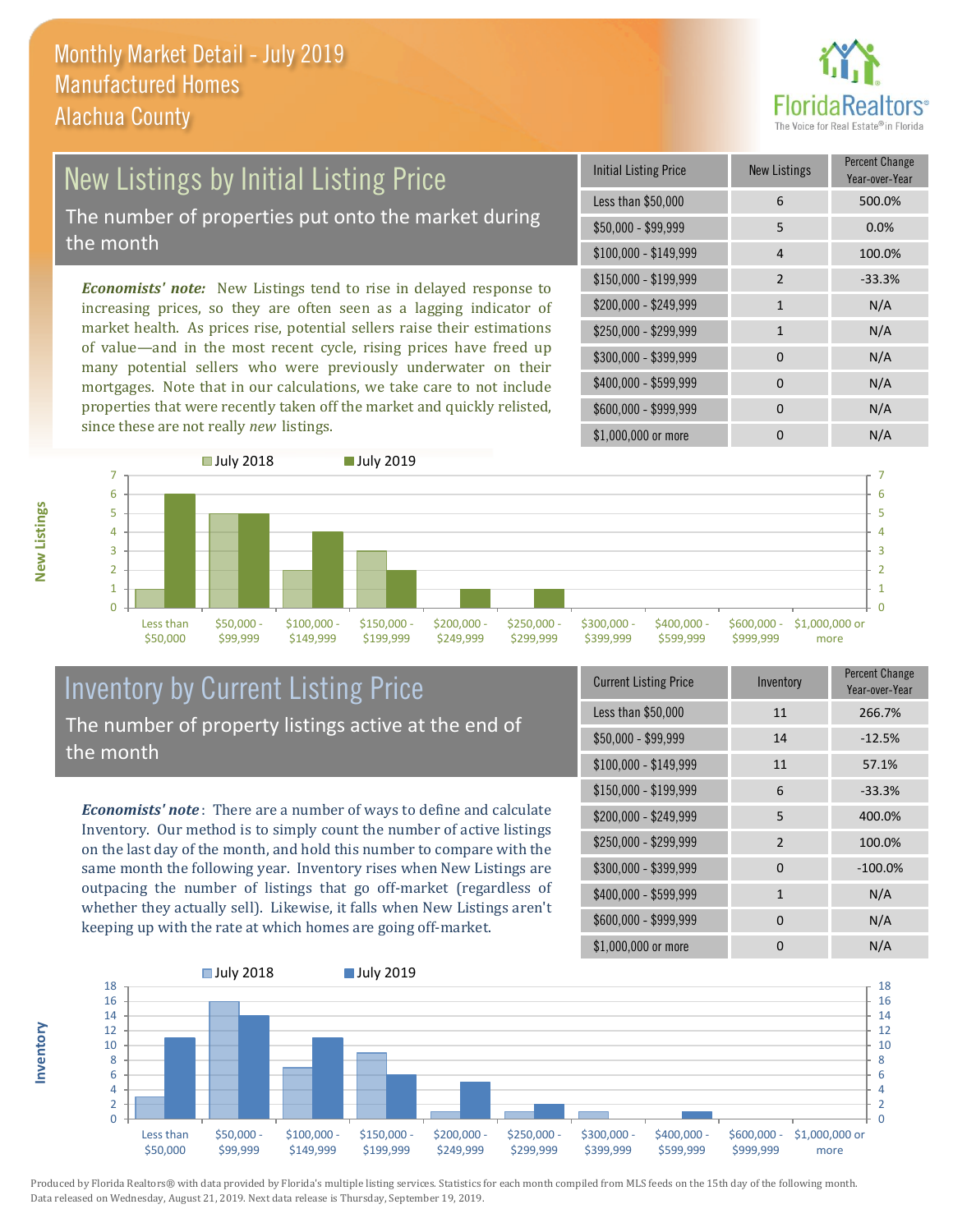Monthly Market Detail - July 2019
Manufactured Homes
Alachua County

## New Listings by Initial Listing Price

The number of properties put onto the market during the month

*Economists' note:* New Listings tend to rise in delayed response to increasing prices, so they are often seen as a lagging indicator of market health. As prices rise, potential sellers raise their estimations of value—and in the most recent cycle, rising prices have freed up many potential sellers who were previously underwater on their mortgages. Note that in our calculations, we take care to not include properties that were recently taken off the market and quickly relisted, since these are not really *new* listings.

| Initial Listing Price | New Listings | Percent Change Year-over-Year |
|---|---|---|
| Less than $50,000 | 6 | 500.0% |
| $50,000 - $99,999 | 5 | 0.0% |
| $100,000 - $149,999 | 4 | 100.0% |
| $150,000 - $199,999 | 2 | -33.3% |
| $200,000 - $249,999 | 1 | N/A |
| $250,000 - $299,999 | 1 | N/A |
| $300,000 - $399,999 | 0 | N/A |
| $400,000 - $599,999 | 0 | N/A |
| $600,000 - $999,999 | 0 | N/A |
| $1,000,000 or more | 0 | N/A |

July 2018
July 2019
New Listings
0
1
2
3
4
5
6
7
Less than $50,000
$50,000 - $99,999
$100,000 - $149,999
$150,000 - $199,999
$200,000 - $249,999
$250,000 - $299,999
$300,000 - $399,999
$400,000 - $599,999
$600,000 - $999,999
$1,000,000 or more

## Inventory by Current Listing Price

The number of property listings active at the end of the month

*Economists' note*: There are a number of ways to define and calculate Inventory. Our method is to simply count the number of active listings on the last day of the month, and hold this number to compare with the same month the following year. Inventory rises when New Listings are outpacing the number of listings that go off-market (regardless of whether they actually sell). Likewise, it falls when New Listings aren't keeping up with the rate at which homes are going off-market.

| Current Listing Price | Inventory | Percent Change Year-over-Year |
|---|---|---|
| Less than $50,000 | 11 | 266.7% |
| $50,000 - $99,999 | 14 | -12.5% |
| $100,000 - $149,999 | 11 | 57.1% |
| $150,000 - $199,999 | 6 | -33.3% |
| $200,000 - $249,999 | 5 | 400.0% |
| $250,000 - $299,999 | 2 | 100.0% |
| $300,000 - $399,999 | 0 | -100.0% |
| $400,000 - $599,999 | 1 | N/A |
| $600,000 - $999,999 | 0 | N/A |
| $1,000,000 or more | 0 | N/A |

July 2018
July 2019
Inventory
0
2
4
6
8
10
12
14
16
18
Less than $50,000
$50,000 - $99,999
$100,000 - $149,999
$150,000 - $199,999
$200,000 - $249,999
$250,000 - $299,999
$300,000 - $399,999
$400,000 - $599,999
$600,000 - $999,999
$1,000,000 or more

Produced by Florida Realtors® with data provided by Florida's multiple listing services. Statistics for each month compiled from MLS feeds on the 15th day of the following month. Data released on Wednesday, August 21, 2019. Next data release is Thursday, September 19, 2019.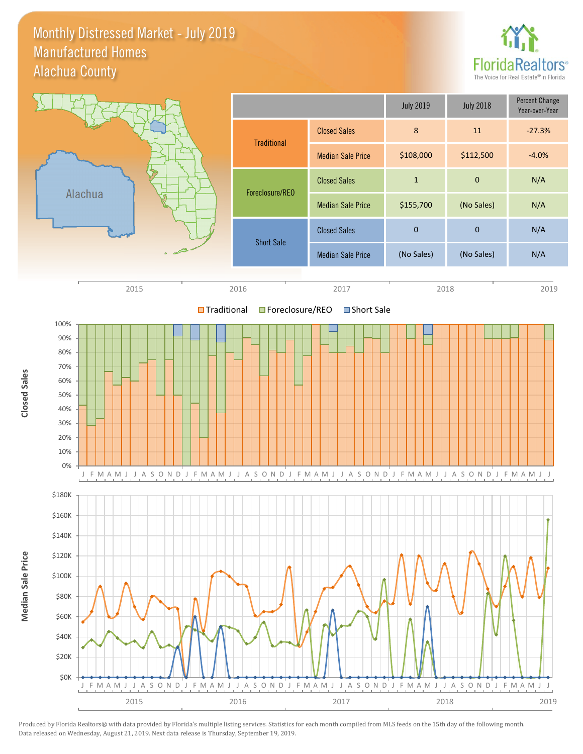# Monthly Distressed Market - July 2019
## Manufactured Homes
## Alachua County

FloridaRealtors®
The Voice for Real Estate® in Florida

Alachua

| | | July 2019 | July 2018 | Percent Change Year-over-Year |
|---|---|---|---|---|
| Traditional | Closed Sales | 8 | 11 | -27.3% |
| | Median Sale Price | $108,000 | $112,500 | -4.0% |
| Foreclosure/REO | Closed Sales | 1 | 0 | N/A |
| | Median Sale Price | $155,700 | (No Sales) | N/A |
| Short Sale | Closed Sales | 0 | 0 | N/A |
| | Median Sale Price | (No Sales) | (No Sales) | N/A |

2015 2016 2017 2018 2019

Traditional Foreclosure/REO Short Sale

Closed Sales

100% 90% 80% 70% 60% 50% 40% 30% 20% 10% 0%

J F M A M J J A S O N D J F M A M J J A S O N D J F M A M J J A S O N D J F M A M J J A S O N D J F M A M J J

Median Sale Price

$180K $160K $140K $120K $100K $80K $60K $40K $20K $0K

J F M A M J J A S O N D J F M A M J J A S O N D J F M A M J J A S O N D J F M A M J J A S O N D J F M A M J J

2015 2016 2017 2018 2019

Produced by Florida Realtors® with data provided by Florida's multiple listing services. Statistics for each month compiled from MLS feeds on the 15th day of the following month. Data released on Wednesday, August 21, 2019. Next data release is Thursday, September 19, 2019.